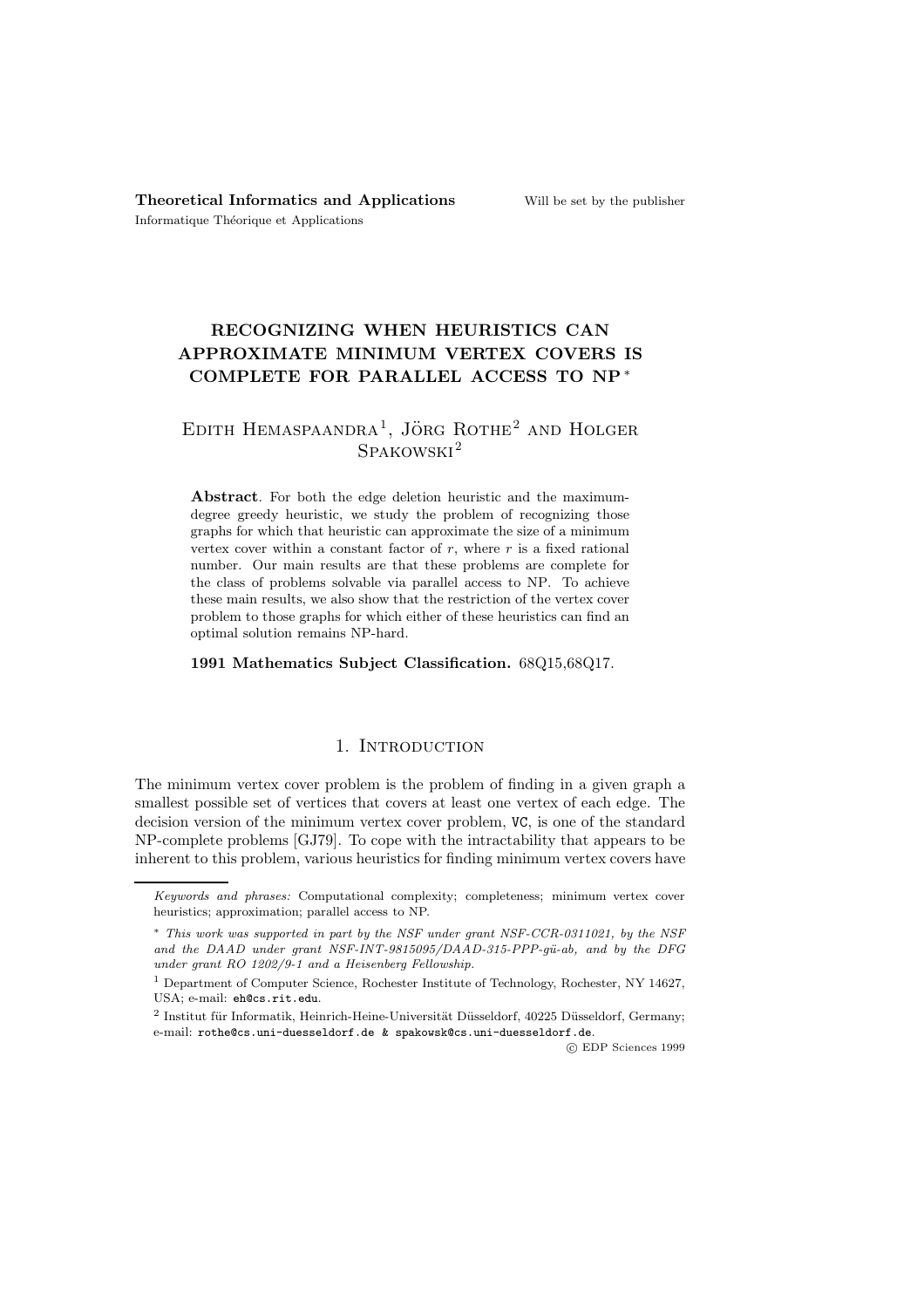**Theoretical Informatics and Applications** Will be set by the publisher

Informatique Théorique et Applications

# RECOGNIZING WHEN HEURISTICS CAN APPROXIMATE MINIMUM VERTEX COVERS IS COMPLETE FOR PARALLEL ACCESS TO NP *

Edith Hemaspaandra[1], Jörg Rothe[2] and Holger Spakowski[2]

**Abstract**. For both the edge deletion heuristic and the maximum-degree greedy heuristic, we study the problem of recognizing those graphs for which that heuristic can approximate the size of a minimum vertex cover within a constant factor of $r$, where $r$ is a fixed rational number. Our main results are that these problems are complete for the class of problems solvable via parallel access to NP. To achieve these main results, we also show that the restriction of the vertex cover problem to those graphs for which either of these heuristics can find an optimal solution remains NP-hard.

**1991 Mathematics Subject Classification.** 68Q15,68Q17.

## 1. Introduction

The minimum vertex cover problem is the problem of finding in a given graph a smallest possible set of vertices that covers at least one vertex of each edge. The decision version of the minimum vertex cover problem, VC, is one of the standard NP-complete problems [GJ79]. To cope with the intractability that appears to be inherent to this problem, various heuristics for finding minimum vertex covers have

---

*Keywords and phrases:* Computational complexity; completeness; minimum vertex cover heuristics; approximation; parallel access to NP.

\* *This work was supported in part by the NSF under grant NSF-CCR-0311021, by the NSF and the DAAD under grant NSF-INT-9815095/DAAD-315-PPP-gü-ab, and by the DFG under grant RO 1202/9-1 and a Heisenberg Fellowship.*

[1] Department of Computer Science, Rochester Institute of Technology, Rochester, NY 14627, USA; e-mail: eh@cs.rit.edu.

[2] Institut für Informatik, Heinrich-Heine-Universität Düsseldorf, 40225 Düsseldorf, Germany; e-mail: rothe@cs.uni-duesseldorf.de & spakowsk@cs.uni-duesseldorf.de.

© EDP Sciences 1999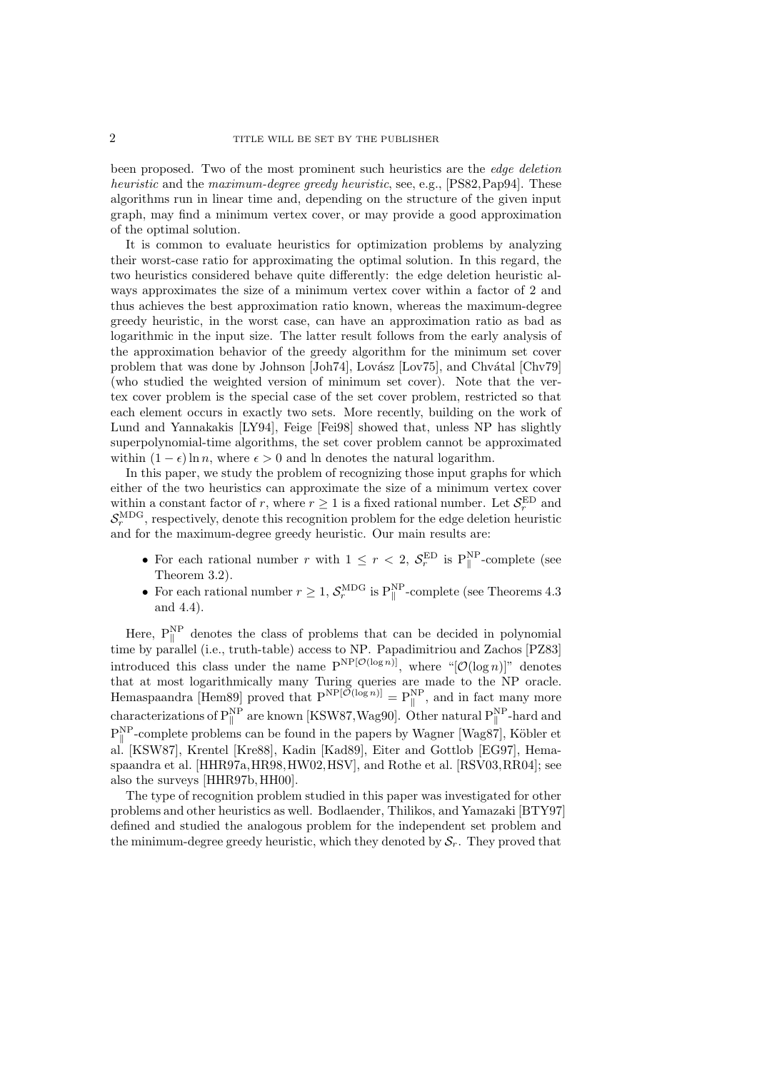been proposed. Two of the most prominent such heuristics are the *edge deletion heuristic* and the *maximum-degree greedy heuristic*, see, e.g., [PS82, Pap94]. These algorithms run in linear time and, depending on the structure of the given input graph, may find a minimum vertex cover, or may provide a good approximation of the optimal solution.

It is common to evaluate heuristics for optimization problems by analyzing their worst-case ratio for approximating the optimal solution. In this regard, the two heuristics considered behave quite differently: the edge deletion heuristic always approximates the size of a minimum vertex cover within a factor of 2 and thus achieves the best approximation ratio known, whereas the maximum-degree greedy heuristic, in the worst case, can have an approximation ratio as bad as logarithmic in the input size. The latter result follows from the early analysis of the approximation behavior of the greedy algorithm for the minimum set cover problem that was done by Johnson [Joh74], Lovász [Lov75], and Chvátal [Chv79] (who studied the weighted version of minimum set cover). Note that the vertex cover problem is the special case of the set cover problem, restricted so that each element occurs in exactly two sets. More recently, building on the work of Lund and Yannakakis [LY94], Feige [Fei98] showed that, unless NP has slightly superpolynomial-time algorithms, the set cover problem cannot be approximated within $(1 - \epsilon) \ln n$, where $\epsilon > 0$ and ln denotes the natural logarithm.

In this paper, we study the problem of recognizing those input graphs for which either of the two heuristics can approximate the size of a minimum vertex cover within a constant factor of $r$, where $r \geq 1$ is a fixed rational number. Let $\mathcal{S}_r^{\mathrm{ED}}$ and $\mathcal{S}_r^{\mathrm{MDG}}$, respectively, denote this recognition problem for the edge deletion heuristic and for the maximum-degree greedy heuristic. Our main results are:

- For each rational number $r$ with $1 \leq r < 2$, $\mathcal{S}_r^{\mathrm{ED}}$ is $\mathrm{P}_{\|}^{\mathrm{NP}}$-complete (see Theorem 3.2).
- For each rational number $r \geq 1$, $\mathcal{S}_r^{\mathrm{MDG}}$ is $\mathrm{P}_{\|}^{\mathrm{NP}}$-complete (see Theorems 4.3 and 4.4).

Here, $\mathrm{P}_{\|}^{\mathrm{NP}}$ denotes the class of problems that can be decided in polynomial time by parallel (i.e., truth-table) access to NP. Papadimitriou and Zachos [PZ83] introduced this class under the name $\mathrm{P}^{\mathrm{NP}[\mathcal{O}(\log n)]}$, where "$[\mathcal{O}(\log n)]$" denotes that at most logarithmically many Turing queries are made to the NP oracle. Hemaspaandra [Hem89] proved that $\mathrm{P}^{\mathrm{NP}[\mathcal{O}(\log n)]} = \mathrm{P}_{\|}^{\mathrm{NP}}$, and in fact many more characterizations of $\mathrm{P}_{\|}^{\mathrm{NP}}$ are known [KSW87, Wag90]. Other natural $\mathrm{P}_{\|}^{\mathrm{NP}}$-hard and $\mathrm{P}_{\|}^{\mathrm{NP}}$-complete problems can be found in the papers by Wagner [Wag87], Köbler et al. [KSW87], Krentel [Kre88], Kadin [Kad89], Eiter and Gottlob [EG97], Hemaspaandra et al. [HHR97a, HR98, HW02, HSV], and Rothe et al. [RSV03, RR04]; see also the surveys [HHR97b, HH00].

The type of recognition problem studied in this paper was investigated for other problems and other heuristics as well. Bodlaender, Thilikos, and Yamazaki [BTY97] defined and studied the analogous problem for the independent set problem and the minimum-degree greedy heuristic, which they denoted by $\mathcal{S}_r$. They proved that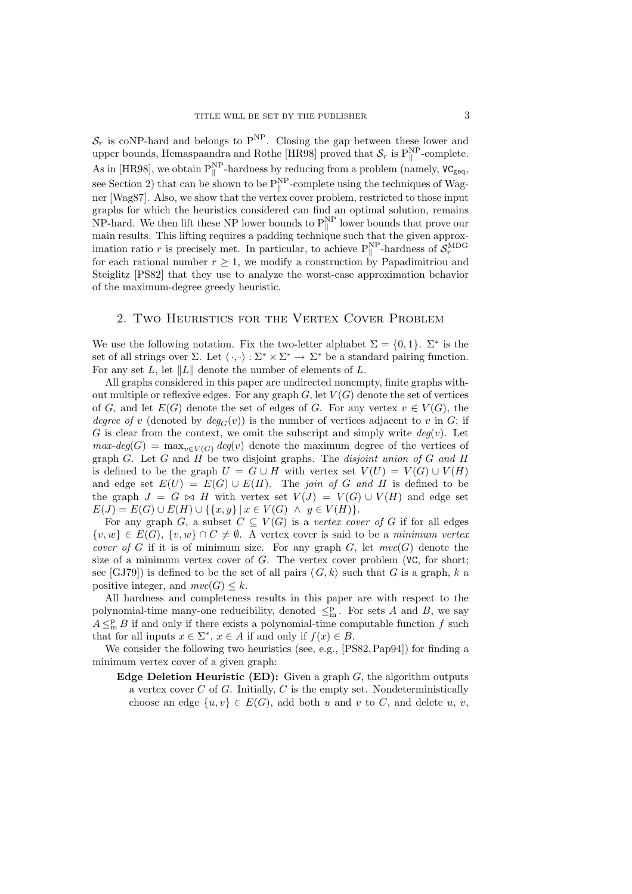$\mathcal{S}_r$ is coNP-hard and belongs to $\mathrm{P}^{\mathrm{NP}}$. Closing the gap between these lower and upper bounds, Hemaspaandra and Rothe [HR98] proved that $\mathcal{S}_r$ is $\mathrm{P}_{\|}^{\mathrm{NP}}$-complete. As in [HR98], we obtain $\mathrm{P}_{\|}^{\mathrm{NP}}$-hardness by reducing from a problem (namely, $\texttt{VC}_{\texttt{geq}}$, see Section 2) that can be shown to be $\mathrm{P}_{\|}^{\mathrm{NP}}$-complete using the techniques of Wagner [Wag87]. Also, we show that the vertex cover problem, restricted to those input graphs for which the heuristics considered can find an optimal solution, remains NP-hard. We then lift these NP lower bounds to $\mathrm{P}_{\|}^{\mathrm{NP}}$ lower bounds that prove our main results. This lifting requires a padding technique such that the given approximation ratio $r$ is precisely met. In particular, to achieve $\mathrm{P}_{\|}^{\mathrm{NP}}$-hardness of $\mathcal{S}_r^{\mathrm{MDG}}$ for each rational number $r \geq 1$, we modify a construction by Papadimitriou and Steiglitz [PS82] that they use to analyze the worst-case approximation behavior of the maximum-degree greedy heuristic.

## 2. Two Heuristics for the Vertex Cover Problem

We use the following notation. Fix the two-letter alphabet $\Sigma = \{0, 1\}$. $\Sigma^*$ is the set of all strings over $\Sigma$. Let $\langle \cdot, \cdot \rangle : \Sigma^* \times \Sigma^* \to \Sigma^*$ be a standard pairing function. For any set $L$, let $\|L\|$ denote the number of elements of $L$.

All graphs considered in this paper are undirected nonempty, finite graphs without multiple or reflexive edges. For any graph $G$, let $V(G)$ denote the set of vertices of $G$, and let $E(G)$ denote the set of edges of $G$. For any vertex $v \in V(G)$, the *degree of* $v$ (denoted by $deg_G(v)$) is the number of vertices adjacent to $v$ in $G$; if $G$ is clear from the context, we omit the subscript and simply write $deg(v)$. Let $max\text{-}deg(G) = \max_{v \in V(G)} deg(v)$ denote the maximum degree of the vertices of graph $G$. Let $G$ and $H$ be two disjoint graphs. The *disjoint union of* $G$ *and* $H$ is defined to be the graph $U = G \cup H$ with vertex set $V(U) = V(G) \cup V(H)$ and edge set $E(U) = E(G) \cup E(H)$. The *join of* $G$ *and* $H$ is defined to be the graph $J = G \bowtie H$ with vertex set $V(J) = V(G) \cup V(H)$ and edge set $E(J) = E(G) \cup E(H) \cup \{\{x, y\} \mid x \in V(G) \ \wedge \ y \in V(H)\}$.

For any graph $G$, a subset $C \subseteq V(G)$ is a *vertex cover of* $G$ if for all edges $\{v, w\} \in E(G)$, $\{v, w\} \cap C \neq \emptyset$. A vertex cover is said to be a *minimum vertex cover of* $G$ if it is of minimum size. For any graph $G$, let $mvc(G)$ denote the size of a minimum vertex cover of $G$. The vertex cover problem (VC, for short; see [GJ79]) is defined to be the set of all pairs $\langle G, k \rangle$ such that $G$ is a graph, $k$ a positive integer, and $mvc(G) \leq k$.

All hardness and completeness results in this paper are with respect to the polynomial-time many-one reducibility, denoted $\leq_{\mathrm{m}}^{\mathrm{p}}$. For sets $A$ and $B$, we say $A \leq_{\mathrm{m}}^{\mathrm{p}} B$ if and only if there exists a polynomial-time computable function $f$ such that for all inputs $x \in \Sigma^*$, $x \in A$ if and only if $f(x) \in B$.

We consider the following two heuristics (see, e.g., [PS82, Pap94]) for finding a minimum vertex cover of a given graph:

**Edge Deletion Heuristic (ED):** Given a graph $G$, the algorithm outputs a vertex cover $C$ of $G$. Initially, $C$ is the empty set. Nondeterministically choose an edge $\{u, v\} \in E(G)$, add both $u$ and $v$ to $C$, and delete $u$, $v$,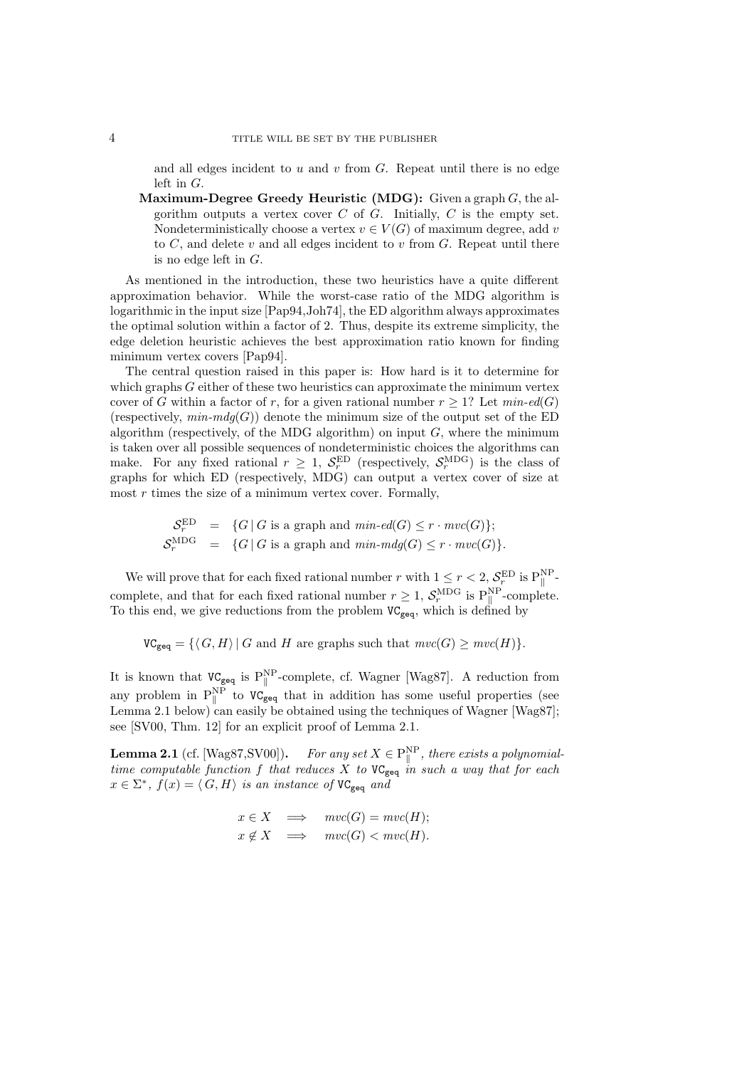and all edges incident to $u$ and $v$ from $G$. Repeat until there is no edge left in $G$.

**Maximum-Degree Greedy Heuristic (MDG):** Given a graph $G$, the algorithm outputs a vertex cover $C$ of $G$. Initially, $C$ is the empty set. Nondeterministically choose a vertex $v \in V(G)$ of maximum degree, add $v$ to $C$, and delete $v$ and all edges incident to $v$ from $G$. Repeat until there is no edge left in $G$.

As mentioned in the introduction, these two heuristics have a quite different approximation behavior. While the worst-case ratio of the MDG algorithm is logarithmic in the input size [Pap94,Joh74], the ED algorithm always approximates the optimal solution within a factor of 2. Thus, despite its extreme simplicity, the edge deletion heuristic achieves the best approximation ratio known for finding minimum vertex covers [Pap94].

The central question raised in this paper is: How hard is it to determine for which graphs $G$ either of these two heuristics can approximate the minimum vertex cover of $G$ within a factor of $r$, for a given rational number $r \geq 1$? Let *min-ed*$(G)$ (respectively, *min-mdg*$(G)$) denote the minimum size of the output set of the ED algorithm (respectively, of the MDG algorithm) on input $G$, where the minimum is taken over all possible sequences of nondeterministic choices the algorithms can make. For any fixed rational $r \geq 1$, $\mathcal{S}_r^{\mathrm{ED}}$ (respectively, $\mathcal{S}_r^{\mathrm{MDG}}$) is the class of graphs for which ED (respectively, MDG) can output a vertex cover of size at most $r$ times the size of a minimum vertex cover. Formally,

$$\mathcal{S}_r^{\mathrm{ED}} = \{G \mid G \text{ is a graph and } \textit{min-ed}(G) \leq r \cdot \textit{mvc}(G)\};$$
$$\mathcal{S}_r^{\mathrm{MDG}} = \{G \mid G \text{ is a graph and } \textit{min-mdg}(G) \leq r \cdot \textit{mvc}(G)\}.$$

We will prove that for each fixed rational number $r$ with $1 \leq r < 2$, $\mathcal{S}_r^{\mathrm{ED}}$ is $\mathrm{P}_{\|}^{\mathrm{NP}}$-complete, and that for each fixed rational number $r \geq 1$, $\mathcal{S}_r^{\mathrm{MDG}}$ is $\mathrm{P}_{\|}^{\mathrm{NP}}$-complete. To this end, we give reductions from the problem $\mathtt{VC_{geq}}$, which is defined by

$$\mathtt{VC_{geq}} = \{\langle G, H\rangle \mid G \text{ and } H \text{ are graphs such that } \textit{mvc}(G) \geq \textit{mvc}(H)\}.$$

It is known that $\mathtt{VC_{geq}}$ is $\mathrm{P}_{\|}^{\mathrm{NP}}$-complete, cf. Wagner [Wag87]. A reduction from any problem in $\mathrm{P}_{\|}^{\mathrm{NP}}$ to $\mathtt{VC_{geq}}$ that in addition has some useful properties (see Lemma 2.1 below) can easily be obtained using the techniques of Wagner [Wag87]; see [SV00, Thm. 12] for an explicit proof of Lemma 2.1.

**Lemma 2.1** (cf. [Wag87,SV00])**.** *For any set $X \in \mathrm{P}_{\|}^{\mathrm{NP}}$, there exists a polynomial-time computable function $f$ that reduces $X$ to $\mathtt{VC_{geq}}$ in such a way that for each $x \in \Sigma^*$, $f(x) = \langle G, H\rangle$ is an instance of $\mathtt{VC_{geq}}$ and*

$$x \in X \implies \textit{mvc}(G) = \textit{mvc}(H);$$
$$x \notin X \implies \textit{mvc}(G) < \textit{mvc}(H).$$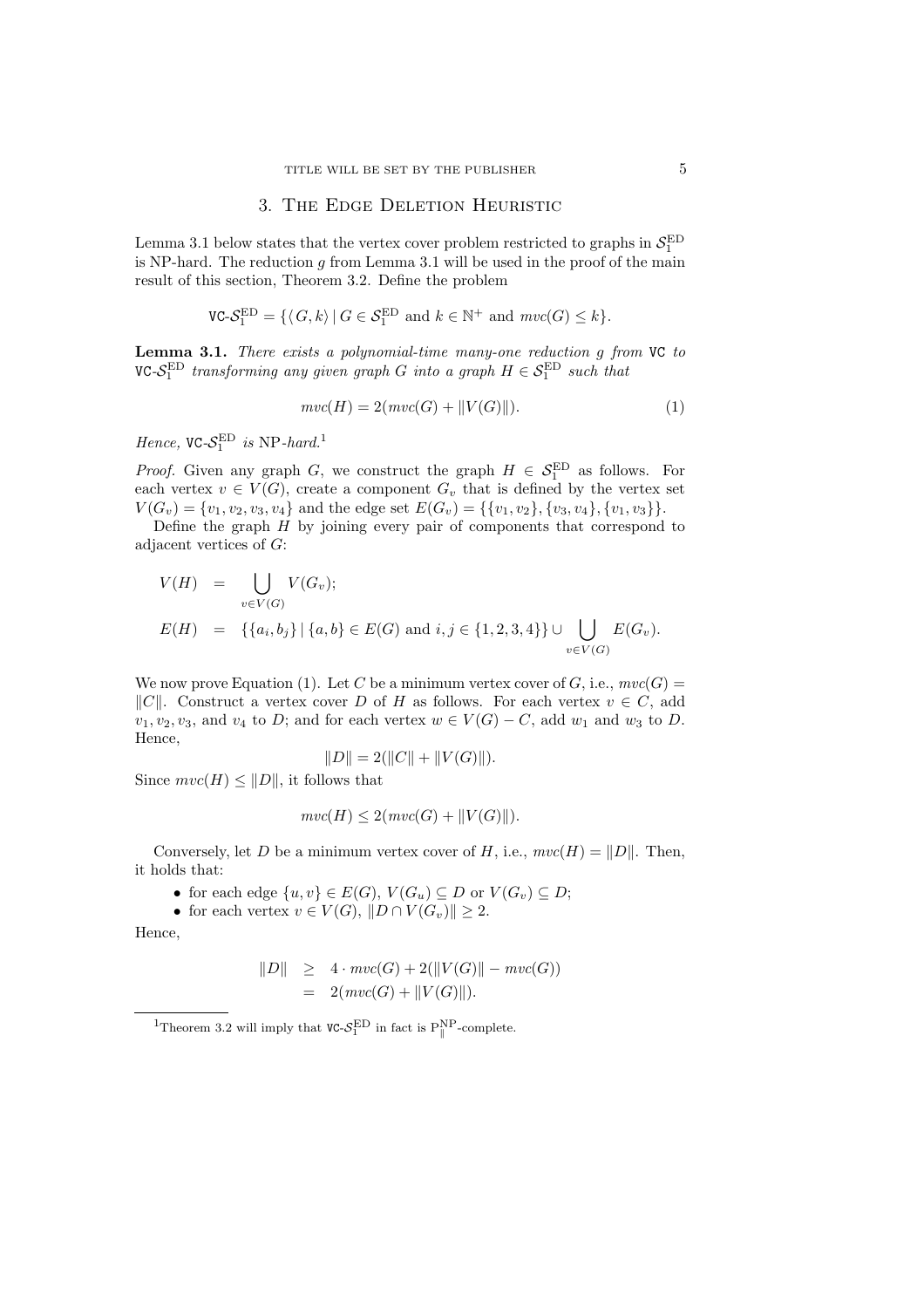## 3. The Edge Deletion Heuristic

Lemma 3.1 below states that the vertex cover problem restricted to graphs in $\mathcal{S}_1^{\mathrm{ED}}$ is NP-hard. The reduction $g$ from Lemma 3.1 will be used in the proof of the main result of this section, Theorem 3.2. Define the problem

$$\texttt{VC-}\mathcal{S}_1^{\mathrm{ED}} = \{\langle G, k\rangle \mid G \in \mathcal{S}_1^{\mathrm{ED}} \text{ and } k \in \mathbb{N}^+ \text{ and } mvc(G) \leq k\}.$$

**Lemma 3.1.** *There exists a polynomial-time many-one reduction $g$ from* VC *to* $\texttt{VC-}\mathcal{S}_1^{\mathrm{ED}}$ *transforming any given graph $G$ into a graph $H \in \mathcal{S}_1^{\mathrm{ED}}$ such that*

$$mvc(H) = 2(mvc(G) + \|V(G)\|). \tag{1}$$

*Hence,* $\texttt{VC-}\mathcal{S}_1^{\mathrm{ED}}$ *is* NP*-hard.*[1]

*Proof.* Given any graph $G$, we construct the graph $H \in \mathcal{S}_1^{\mathrm{ED}}$ as follows. For each vertex $v \in V(G)$, create a component $G_v$ that is defined by the vertex set $V(G_v) = \{v_1, v_2, v_3, v_4\}$ and the edge set $E(G_v) = \{\{v_1, v_2\}, \{v_3, v_4\}, \{v_1, v_3\}\}$.

Define the graph $H$ by joining every pair of components that correspond to adjacent vertices of $G$:

$$\begin{aligned}
V(H) &= \bigcup_{v \in V(G)} V(G_v); \\
E(H) &= \{\{a_i, b_j\} \mid \{a, b\} \in E(G) \text{ and } i, j \in \{1, 2, 3, 4\}\} \cup \bigcup_{v \in V(G)} E(G_v).
\end{aligned}$$

We now prove Equation (1). Let $C$ be a minimum vertex cover of $G$, i.e., $mvc(G) = \|C\|$. Construct a vertex cover $D$ of $H$ as follows. For each vertex $v \in C$, add $v_1, v_2, v_3$, and $v_4$ to $D$; and for each vertex $w \in V(G) - C$, add $w_1$ and $w_3$ to $D$. Hence,

$$\|D\| = 2(\|C\| + \|V(G)\|).$$

Since $mvc(H) \leq \|D\|$, it follows that

$$mvc(H) \leq 2(mvc(G) + \|V(G)\|).$$

Conversely, let $D$ be a minimum vertex cover of $H$, i.e., $mvc(H) = \|D\|$. Then, it holds that:

- for each edge $\{u, v\} \in E(G)$, $V(G_u) \subseteq D$ or $V(G_v) \subseteq D$;
- for each vertex $v \in V(G)$, $\|D \cap V(G_v)\| \geq 2$.

Hence,

$$\begin{aligned}
\|D\| &\geq 4 \cdot mvc(G) + 2(\|V(G)\| - mvc(G)) \\
&= 2(mvc(G) + \|V(G)\|).
\end{aligned}$$

[1] Theorem 3.2 will imply that $\texttt{VC-}\mathcal{S}_1^{\mathrm{ED}}$ in fact is $\mathrm{P}_{\|}^{\mathrm{NP}}$-complete.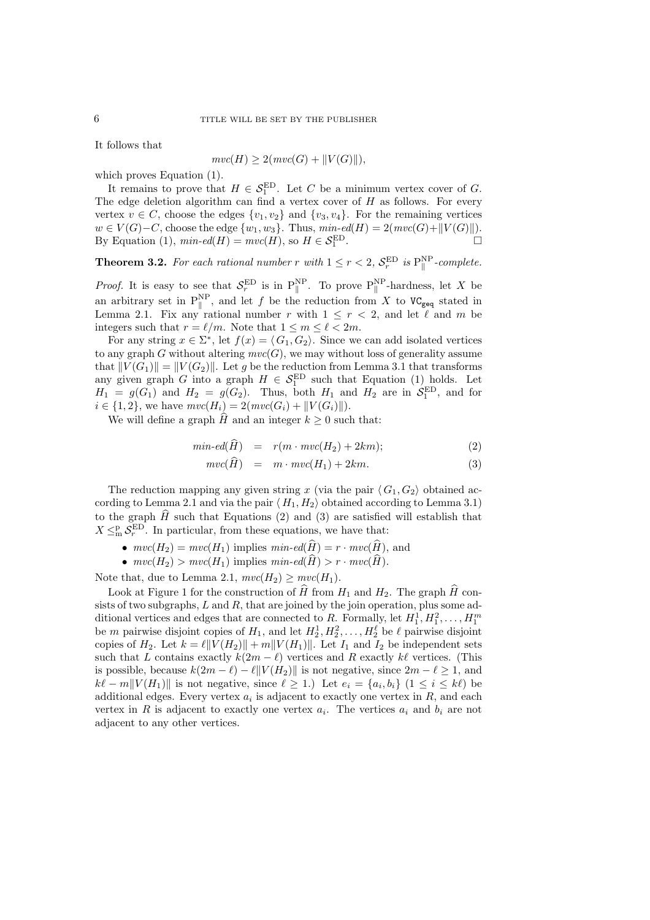It follows that

$$mvc(H) \geq 2(mvc(G) + \|V(G)\|),$$

which proves Equation (1).

It remains to prove that $H \in \mathcal{S}_1^{\mathrm{ED}}$. Let $C$ be a minimum vertex cover of $G$. The edge deletion algorithm can find a vertex cover of $H$ as follows. For every vertex $v \in C$, choose the edges $\{v_1, v_2\}$ and $\{v_3, v_4\}$. For the remaining vertices $w \in V(G) - C$, choose the edge $\{w_1, w_3\}$. Thus, $\mathit{min\text{-}ed}(H) = 2(mvc(G) + \|V(G)\|)$. By Equation (1), $\mathit{min\text{-}ed}(H) = mvc(H)$, so $H \in \mathcal{S}_1^{\mathrm{ED}}$. □

**Theorem 3.2.** *For each rational number $r$ with $1 \leq r < 2$, $\mathcal{S}_r^{\mathrm{ED}}$ is $\mathrm{P}_{\|}^{\mathrm{NP}}$-complete.*

*Proof.* It is easy to see that $\mathcal{S}_r^{\mathrm{ED}}$ is in $\mathrm{P}_{\|}^{\mathrm{NP}}$. To prove $\mathrm{P}_{\|}^{\mathrm{NP}}$-hardness, let $X$ be an arbitrary set in $\mathrm{P}_{\|}^{\mathrm{NP}}$, and let $f$ be the reduction from $X$ to $\mathtt{VC_{geq}}$ stated in Lemma 2.1. Fix any rational number $r$ with $1 \leq r < 2$, and let $\ell$ and $m$ be integers such that $r = \ell/m$. Note that $1 \leq m \leq \ell < 2m$.

For any string $x \in \Sigma^*$, let $f(x) = \langle G_1, G_2 \rangle$. Since we can add isolated vertices to any graph $G$ without altering $mvc(G)$, we may without loss of generality assume that $\|V(G_1)\| = \|V(G_2)\|$. Let $g$ be the reduction from Lemma 3.1 that transforms any given graph $G$ into a graph $H \in \mathcal{S}_1^{\mathrm{ED}}$ such that Equation (1) holds. Let $H_1 = g(G_1)$ and $H_2 = g(G_2)$. Thus, both $H_1$ and $H_2$ are in $\mathcal{S}_1^{\mathrm{ED}}$, and for $i \in \{1, 2\}$, we have $mvc(H_i) = 2(mvc(G_i) + \|V(G_i)\|)$.

We will define a graph $\widehat{H}$ and an integer $k \geq 0$ such that:

$$\mathit{min\text{-}ed}(\widehat{H}) = r(m \cdot mvc(H_2) + 2km); \tag{2}$$

$$mvc(\widehat{H}) = m \cdot mvc(H_1) + 2km. \tag{3}$$

The reduction mapping any given string $x$ (via the pair $\langle G_1, G_2 \rangle$ obtained according to Lemma 2.1 and via the pair $\langle H_1, H_2 \rangle$ obtained according to Lemma 3.1) to the graph $\widehat{H}$ such that Equations (2) and (3) are satisfied will establish that $X \leq_{\mathrm{m}}^{\mathrm{p}} \mathcal{S}_r^{\mathrm{ED}}$. In particular, from these equations, we have that:

- $mvc(H_2) = mvc(H_1)$ implies $\mathit{min\text{-}ed}(\widehat{H}) = r \cdot mvc(\widehat{H})$, and
- $mvc(H_2) > mvc(H_1)$ implies $\mathit{min\text{-}ed}(\widehat{H}) > r \cdot mvc(\widehat{H})$.

Note that, due to Lemma 2.1, $mvc(H_2) \geq mvc(H_1)$.

Look at Figure 1 for the construction of $\widehat{H}$ from $H_1$ and $H_2$. The graph $\widehat{H}$ consists of two subgraphs, $L$ and $R$, that are joined by the join operation, plus some additional vertices and edges that are connected to $R$. Formally, let $H_1^1, H_1^2, \ldots, H_1^m$ be $m$ pairwise disjoint copies of $H_1$, and let $H_2^1, H_2^2, \ldots, H_2^\ell$ be $\ell$ pairwise disjoint copies of $H_2$. Let $k = \ell\|V(H_2)\| + m\|V(H_1)\|$. Let $I_1$ and $I_2$ be independent sets such that $L$ contains exactly $k(2m - \ell)$ vertices and $R$ exactly $k\ell$ vertices. (This is possible, because $k(2m - \ell) - \ell\|V(H_2)\|$ is not negative, since $2m - \ell \geq 1$, and $k\ell - m\|V(H_1)\|$ is not negative, since $\ell \geq 1$.) Let $e_i = \{a_i, b_i\}$ $(1 \leq i \leq k\ell)$ be additional edges. Every vertex $a_i$ is adjacent to exactly one vertex in $R$, and each vertex in $R$ is adjacent to exactly one vertex $a_i$. The vertices $a_i$ and $b_i$ are not adjacent to any other vertices.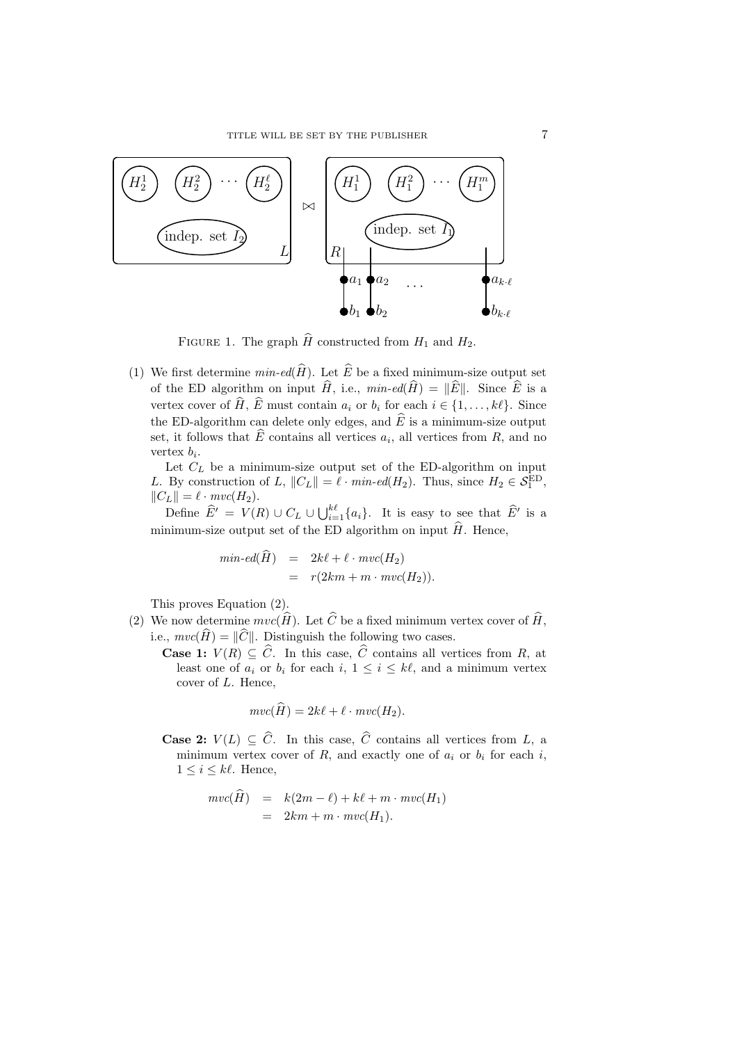$H_2^1$ $H_2^2$ $\cdots$ $H_2^\ell$

indep. set $I_2$

$L$

$\bowtie$

$H_1^1$ $H_1^2$ $\cdots$ $H_1^m$

indep. set $I_1$

$R$

$a_1$ $a_2$ $\ldots$ $a_{k\cdot\ell}$

$b_1$ $b_2$ $b_{k\cdot\ell}$

Figure 1. The graph $\widehat{H}$ constructed from $H_1$ and $H_2$.

(1) We first determine $\textit{min-ed}(\widehat{H})$. Let $\widehat{E}$ be a fixed minimum-size output set of the ED algorithm on input $\widehat{H}$, i.e., $\textit{min-ed}(\widehat{H}) = \|\widehat{E}\|$. Since $\widehat{E}$ is a vertex cover of $\widehat{H}$, $\widehat{E}$ must contain $a_i$ or $b_i$ for each $i \in \{1, \ldots, k\ell\}$. Since the ED-algorithm can delete only edges, and $\widehat{E}$ is a minimum-size output set, it follows that $\widehat{E}$ contains all vertices $a_i$, all vertices from $R$, and no vertex $b_i$.

Let $C_L$ be a minimum-size output set of the ED-algorithm on input $L$. By construction of $L$, $\|C_L\| = \ell \cdot \textit{min-ed}(H_2)$. Thus, since $H_2 \in \mathcal{S}_1^{\mathrm{ED}}$, $\|C_L\| = \ell \cdot \textit{mvc}(H_2)$.

Define $\widehat{E}' = V(R) \cup C_L \cup \bigcup_{i=1}^{k\ell}\{a_i\}$. It is easy to see that $\widehat{E}'$ is a minimum-size output set of the ED algorithm on input $\widehat{H}$. Hence,

$$\begin{aligned} \textit{min-ed}(\widehat{H}) &= 2k\ell + \ell \cdot \textit{mvc}(H_2) \\ &= r(2km + m \cdot \textit{mvc}(H_2)). \end{aligned}$$

This proves Equation (2).

(2) We now determine $\textit{mvc}(\widehat{H})$. Let $\widehat{C}$ be a fixed minimum vertex cover of $\widehat{H}$, i.e., $\textit{mvc}(\widehat{H}) = \|\widehat{C}\|$. Distinguish the following two cases.

**Case 1:** $V(R) \subseteq \widehat{C}$. In this case, $\widehat{C}$ contains all vertices from $R$, at least one of $a_i$ or $b_i$ for each $i$, $1 \leq i \leq k\ell$, and a minimum vertex cover of $L$. Hence,

$$\textit{mvc}(\widehat{H}) = 2k\ell + \ell \cdot \textit{mvc}(H_2).$$

**Case 2:** $V(L) \subseteq \widehat{C}$. In this case, $\widehat{C}$ contains all vertices from $L$, a minimum vertex cover of $R$, and exactly one of $a_i$ or $b_i$ for each $i$, $1 \leq i \leq k\ell$. Hence,

$$\begin{aligned} \textit{mvc}(\widehat{H}) &= k(2m - \ell) + k\ell + m \cdot \textit{mvc}(H_1) \\ &= 2km + m \cdot \textit{mvc}(H_1). \end{aligned}$$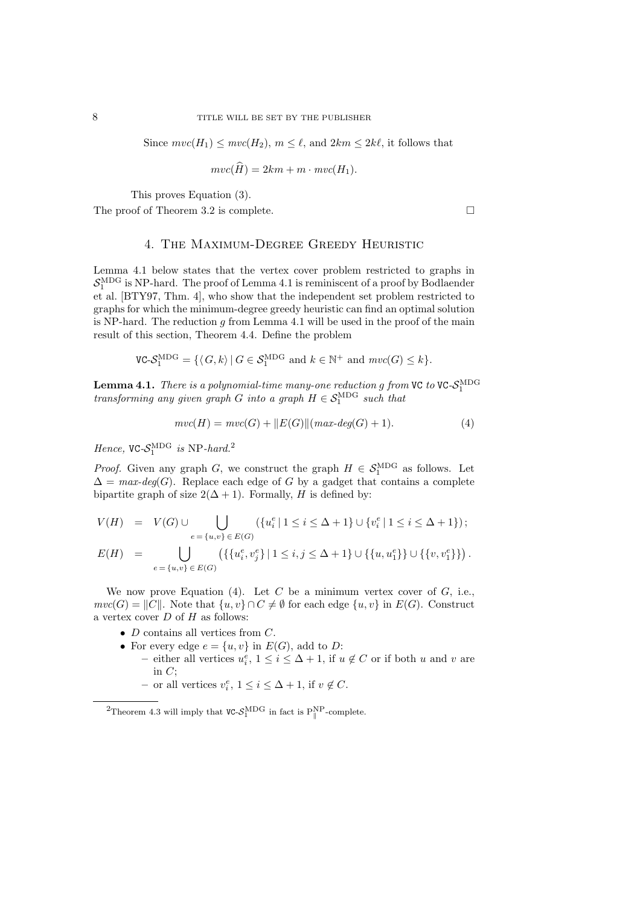Since $mvc(H_1) \leq mvc(H_2)$, $m \leq \ell$, and $2km \leq 2k\ell$, it follows that

$$mvc(\widehat{H}) = 2km + m \cdot mvc(H_1).$$

This proves Equation (3).

The proof of Theorem 3.2 is complete. □

## 4. The Maximum-Degree Greedy Heuristic

Lemma 4.1 below states that the vertex cover problem restricted to graphs in $\mathcal{S}_1^{\mathrm{MDG}}$ is NP-hard. The proof of Lemma 4.1 is reminiscent of a proof by Bodlaender et al. [BTY97, Thm. 4], who show that the independent set problem restricted to graphs for which the minimum-degree greedy heuristic can find an optimal solution is NP-hard. The reduction $g$ from Lemma 4.1 will be used in the proof of the main result of this section, Theorem 4.4. Define the problem

$$\texttt{VC-}\mathcal{S}_1^{\mathrm{MDG}} = \{\langle G, k\rangle \mid G \in \mathcal{S}_1^{\mathrm{MDG}} \text{ and } k \in \mathbb{N}^+ \text{ and } mvc(G) \leq k\}.$$

**Lemma 4.1.** *There is a polynomial-time many-one reduction $g$ from* VC *to* $\texttt{VC-}\mathcal{S}_1^{\mathrm{MDG}}$ *transforming any given graph $G$ into a graph $H \in \mathcal{S}_1^{\mathrm{MDG}}$ such that*

$$mvc(H) = mvc(G) + \|E(G)\|(max\text{-}deg(G) + 1). \tag{4}$$

*Hence,* $\texttt{VC-}\mathcal{S}_1^{\mathrm{MDG}}$ *is* NP*-hard.*[2]

*Proof.* Given any graph $G$, we construct the graph $H \in \mathcal{S}_1^{\mathrm{MDG}}$ as follows. Let $\Delta = max\text{-}deg(G)$. Replace each edge of $G$ by a gadget that contains a complete bipartite graph of size $2(\Delta + 1)$. Formally, $H$ is defined by:

$$
\begin{aligned}
V(H) &= V(G) \cup \bigcup_{e = \{u,v\} \in E(G)} \left(\{u_i^e \mid 1 \leq i \leq \Delta + 1\} \cup \{v_i^e \mid 1 \leq i \leq \Delta + 1\}\right); \\
E(H) &= \bigcup_{e = \{u,v\} \in E(G)} \left(\{\{u_i^e, v_j^e\} \mid 1 \leq i, j \leq \Delta + 1\} \cup \{\{u, u_1^e\}\} \cup \{\{v, v_1^e\}\}\right).
\end{aligned}
$$

We now prove Equation (4). Let $C$ be a minimum vertex cover of $G$, i.e., $mvc(G) = \|C\|$. Note that $\{u, v\} \cap C \neq \emptyset$ for each edge $\{u, v\}$ in $E(G)$. Construct a vertex cover $D$ of $H$ as follows:

- $D$ contains all vertices from $C$.
- For every edge $e = \{u, v\}$ in $E(G)$, add to $D$:
  - either all vertices $u_i^e$, $1 \leq i \leq \Delta + 1$, if $u \notin C$ or if both $u$ and $v$ are in $C$;
  - or all vertices $v_i^e$, $1 \leq i \leq \Delta + 1$, if $v \notin C$.

[2] Theorem 4.3 will imply that $\texttt{VC-}\mathcal{S}_1^{\mathrm{MDG}}$ in fact is $\mathrm{P}_{\|}^{\mathrm{NP}}$-complete.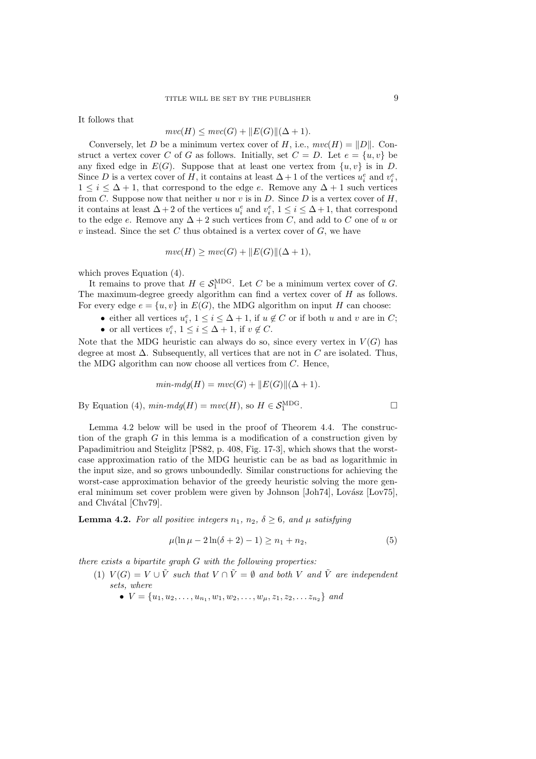It follows that

$$mvc(H) \leq mvc(G) + \|E(G)\|(\Delta + 1).$$

Conversely, let $D$ be a minimum vertex cover of $H$, i.e., $mvc(H) = \|D\|$. Construct a vertex cover $C$ of $G$ as follows. Initially, set $C = D$. Let $e = \{u, v\}$ be any fixed edge in $E(G)$. Suppose that at least one vertex from $\{u, v\}$ is in $D$. Since $D$ is a vertex cover of $H$, it contains at least $\Delta + 1$ of the vertices $u_i^e$ and $v_i^e$, $1 \leq i \leq \Delta + 1$, that correspond to the edge $e$. Remove any $\Delta + 1$ such vertices from $C$. Suppose now that neither $u$ nor $v$ is in $D$. Since $D$ is a vertex cover of $H$, it contains at least $\Delta + 2$ of the vertices $u_i^e$ and $v_i^e$, $1 \leq i \leq \Delta + 1$, that correspond to the edge $e$. Remove any $\Delta + 2$ such vertices from $C$, and add to $C$ one of $u$ or $v$ instead. Since the set $C$ thus obtained is a vertex cover of $G$, we have

$$mvc(H) \geq mvc(G) + \|E(G)\|(\Delta + 1),$$

which proves Equation (4).

It remains to prove that $H \in \mathcal{S}_1^{\mathrm{MDG}}$. Let $C$ be a minimum vertex cover of $G$. The maximum-degree greedy algorithm can find a vertex cover of $H$ as follows. For every edge $e = \{u, v\}$ in $E(G)$, the MDG algorithm on input $H$ can choose:

- either all vertices $u_i^e$, $1 \leq i \leq \Delta + 1$, if $u \notin C$ or if both $u$ and $v$ are in $C$;
- or all vertices $v_i^e$, $1 \leq i \leq \Delta + 1$, if $v \notin C$.

Note that the MDG heuristic can always do so, since every vertex in $V(G)$ has degree at most $\Delta$. Subsequently, all vertices that are not in $C$ are isolated. Thus, the MDG algorithm can now choose all vertices from $C$. Hence,

$$\textit{min-mdg}(H) = mvc(G) + \|E(G)\|(\Delta + 1).$$

By Equation (4), $\textit{min-mdg}(H) = mvc(H)$, so $H \in \mathcal{S}_1^{\mathrm{MDG}}$. □

Lemma 4.2 below will be used in the proof of Theorem 4.4. The construction of the graph $G$ in this lemma is a modification of a construction given by Papadimitriou and Steiglitz [PS82, p. 408, Fig. 17-3], which shows that the worst-case approximation ratio of the MDG heuristic can be as bad as logarithmic in the input size, and so grows unboundedly. Similar constructions for achieving the worst-case approximation behavior of the greedy heuristic solving the more general minimum set cover problem were given by Johnson [Joh74], Lovász [Lov75], and Chvátal [Chv79].

**Lemma 4.2.** *For all positive integers $n_1$, $n_2$, $\delta \geq 6$, and $\mu$ satisfying*

$$\mu(\ln \mu - 2\ln(\delta + 2) - 1) \geq n_1 + n_2, \tag{5}$$

*there exists a bipartite graph $G$ with the following properties:*

1. *$V(G) = V \cup \tilde{V}$ such that $V \cap \tilde{V} = \emptyset$ and both $V$ and $\tilde{V}$ are independent sets, where*
   - *$V = \{u_1, u_2, \ldots, u_{n_1}, w_1, w_2, \ldots, w_\mu, z_1, z_2, \ldots z_{n_2}\}$ and*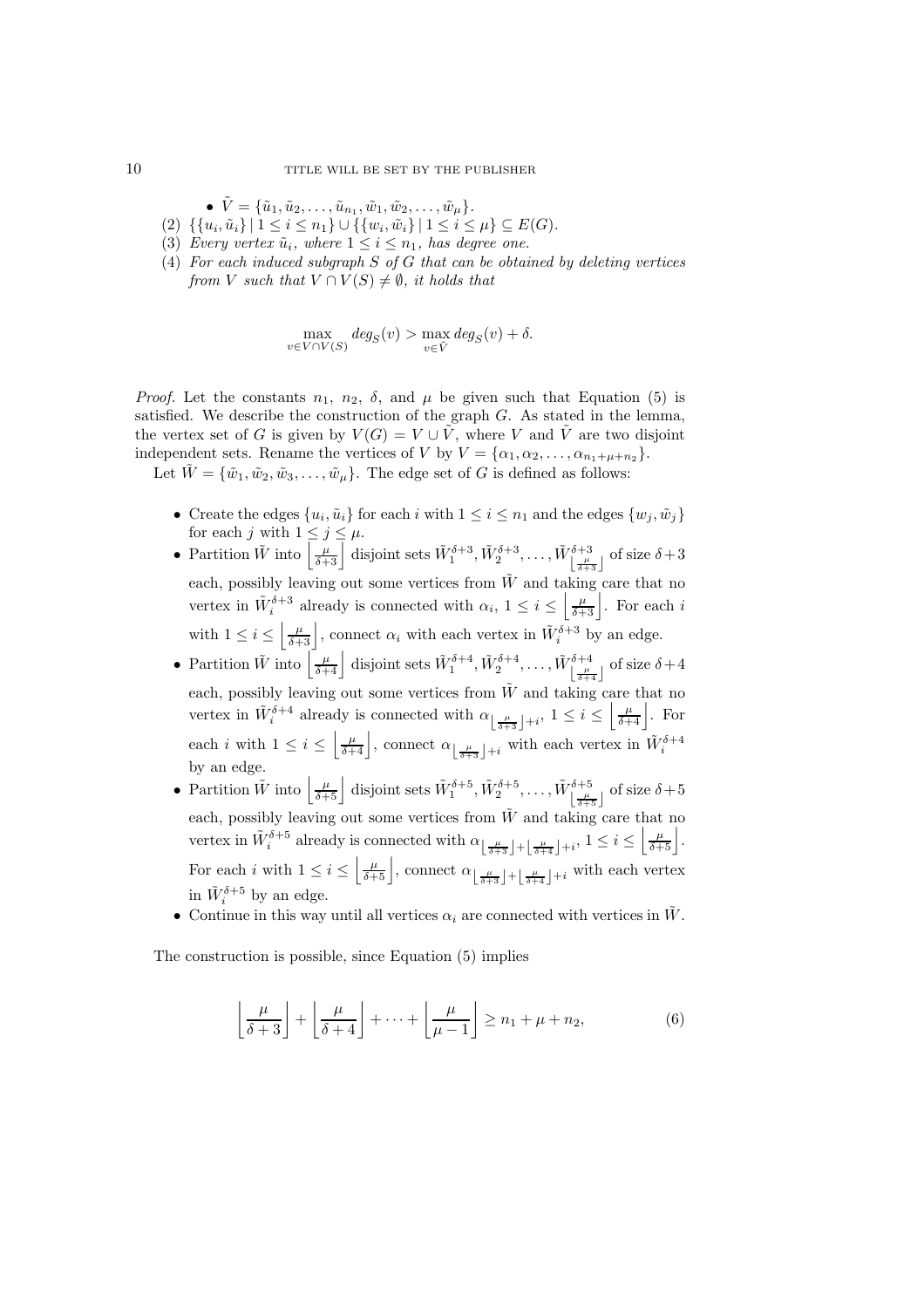- $\tilde{V} = \{\tilde{u}_1, \tilde{u}_2, \ldots, \tilde{u}_{n_1}, \tilde{w}_1, \tilde{w}_2, \ldots, \tilde{w}_\mu\}$.

(2) $\{\{u_i, \tilde{u}_i\} \mid 1 \leq i \leq n_1\} \cup \{\{w_i, \tilde{w}_i\} \mid 1 \leq i \leq \mu\} \subseteq E(G)$.

(3) *Every vertex $\tilde{u}_i$, where $1 \leq i \leq n_1$, has degree one.*

(4) *For each induced subgraph $S$ of $G$ that can be obtained by deleting vertices from $V$ such that $V \cap V(S) \neq \emptyset$, it holds that*

$$\max_{v \in V \cap V(S)} deg_S(v) > \max_{v \in \tilde{V}} deg_S(v) + \delta.$$

*Proof.* Let the constants $n_1$, $n_2$, $\delta$, and $\mu$ be given such that Equation (5) is satisfied. We describe the construction of the graph $G$. As stated in the lemma, the vertex set of $G$ is given by $V(G) = V \cup \tilde{V}$, where $V$ and $\tilde{V}$ are two disjoint independent sets. Rename the vertices of $V$ by $V = \{\alpha_1, \alpha_2, \ldots, \alpha_{n_1+\mu+n_2}\}$.

Let $\tilde{W} = \{\tilde{w}_1, \tilde{w}_2, \tilde{w}_3, \ldots, \tilde{w}_\mu\}$. The edge set of $G$ is defined as follows:

- Create the edges $\{u_i, \tilde{u}_i\}$ for each $i$ with $1 \leq i \leq n_1$ and the edges $\{w_j, \tilde{w}_j\}$ for each $j$ with $1 \leq j \leq \mu$.
- Partition $\tilde{W}$ into $\left\lfloor \frac{\mu}{\delta+3} \right\rfloor$ disjoint sets $\tilde{W}_1^{\delta+3}, \tilde{W}_2^{\delta+3}, \ldots, \tilde{W}_{\left\lfloor \frac{\mu}{\delta+3} \right\rfloor}^{\delta+3}$ of size $\delta+3$ each, possibly leaving out some vertices from $\tilde{W}$ and taking care that no vertex in $\tilde{W}_i^{\delta+3}$ already is connected with $\alpha_i$, $1 \leq i \leq \left\lfloor \frac{\mu}{\delta+3} \right\rfloor$. For each $i$ with $1 \leq i \leq \left\lfloor \frac{\mu}{\delta+3} \right\rfloor$, connect $\alpha_i$ with each vertex in $\tilde{W}_i^{\delta+3}$ by an edge.
- Partition $\tilde{W}$ into $\left\lfloor \frac{\mu}{\delta+4} \right\rfloor$ disjoint sets $\tilde{W}_1^{\delta+4}, \tilde{W}_2^{\delta+4}, \ldots, \tilde{W}_{\left\lfloor \frac{\mu}{\delta+4} \right\rfloor}^{\delta+4}$ of size $\delta+4$ each, possibly leaving out some vertices from $\tilde{W}$ and taking care that no vertex in $\tilde{W}_i^{\delta+4}$ already is connected with $\alpha_{\left\lfloor \frac{\mu}{\delta+3} \right\rfloor + i}$, $1 \leq i \leq \left\lfloor \frac{\mu}{\delta+4} \right\rfloor$. For each $i$ with $1 \leq i \leq \left\lfloor \frac{\mu}{\delta+4} \right\rfloor$, connect $\alpha_{\left\lfloor \frac{\mu}{\delta+3} \right\rfloor + i}$ with each vertex in $\tilde{W}_i^{\delta+4}$ by an edge.
- Partition $\tilde{W}$ into $\left\lfloor \frac{\mu}{\delta+5} \right\rfloor$ disjoint sets $\tilde{W}_1^{\delta+5}, \tilde{W}_2^{\delta+5}, \ldots, \tilde{W}_{\left\lfloor \frac{\mu}{\delta+5} \right\rfloor}^{\delta+5}$ of size $\delta+5$ each, possibly leaving out some vertices from $\tilde{W}$ and taking care that no vertex in $\tilde{W}_i^{\delta+5}$ already is connected with $\alpha_{\left\lfloor \frac{\mu}{\delta+3} \right\rfloor + \left\lfloor \frac{\mu}{\delta+4} \right\rfloor + i}$, $1 \leq i \leq \left\lfloor \frac{\mu}{\delta+5} \right\rfloor$. For each $i$ with $1 \leq i \leq \left\lfloor \frac{\mu}{\delta+5} \right\rfloor$, connect $\alpha_{\left\lfloor \frac{\mu}{\delta+3} \right\rfloor + \left\lfloor \frac{\mu}{\delta+4} \right\rfloor + i}$ with each vertex in $\tilde{W}_i^{\delta+5}$ by an edge.
- Continue in this way until all vertices $\alpha_i$ are connected with vertices in $\tilde{W}$.

The construction is possible, since Equation (5) implies

$$\left\lfloor \frac{\mu}{\delta+3} \right\rfloor + \left\lfloor \frac{\mu}{\delta+4} \right\rfloor + \cdots + \left\lfloor \frac{\mu}{\mu-1} \right\rfloor \geq n_1 + \mu + n_2, \tag{6}$$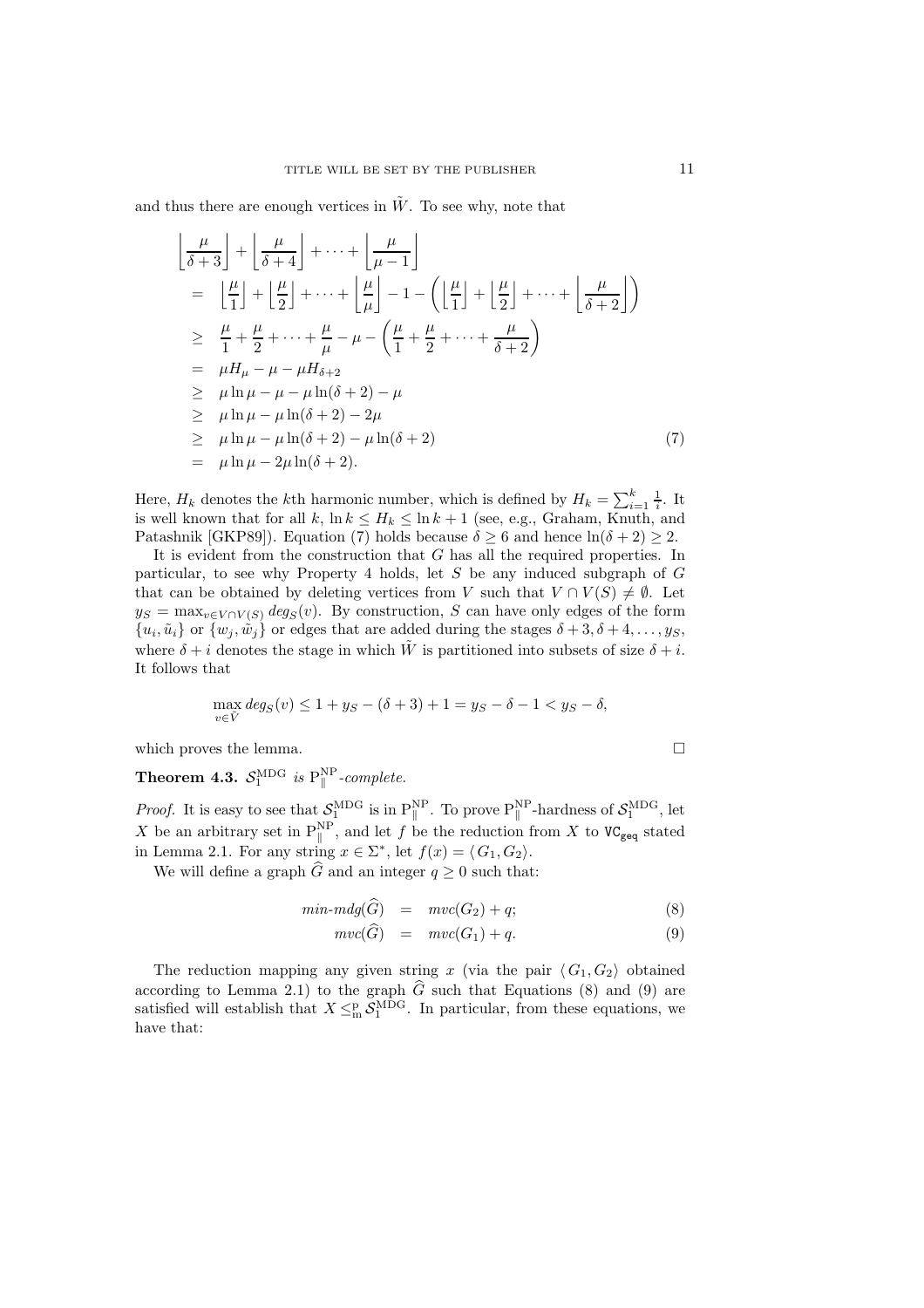and thus there are enough vertices in $\tilde{W}$. To see why, note that

$$
\begin{aligned}
& \left\lfloor \frac{\mu}{\delta+3} \right\rfloor + \left\lfloor \frac{\mu}{\delta+4} \right\rfloor + \cdots + \left\lfloor \frac{\mu}{\mu-1} \right\rfloor \\
= \quad & \left\lfloor \frac{\mu}{1} \right\rfloor + \left\lfloor \frac{\mu}{2} \right\rfloor + \cdots + \left\lfloor \frac{\mu}{\mu} \right\rfloor - 1 - \left( \left\lfloor \frac{\mu}{1} \right\rfloor + \left\lfloor \frac{\mu}{2} \right\rfloor + \cdots + \left\lfloor \frac{\mu}{\delta+2} \right\rfloor \right) \\
\geq \quad & \frac{\mu}{1} + \frac{\mu}{2} + \cdots + \frac{\mu}{\mu} - \mu - \left( \frac{\mu}{1} + \frac{\mu}{2} + \cdots + \frac{\mu}{\delta+2} \right) \\
= \quad & \mu H_\mu - \mu - \mu H_{\delta+2} \\
\geq \quad & \mu \ln \mu - \mu - \mu \ln(\delta+2) - \mu \\
\geq \quad & \mu \ln \mu - \mu \ln(\delta+2) - 2\mu \\
\geq \quad & \mu \ln \mu - \mu \ln(\delta+2) - \mu \ln(\delta+2) \qquad\qquad (7) \\
= \quad & \mu \ln \mu - 2\mu \ln(\delta+2).
\end{aligned}
$$

Here, $H_k$ denotes the $k$th harmonic number, which is defined by $H_k = \sum_{i=1}^{k} \frac{1}{i}$. It is well known that for all $k$, $\ln k \leq H_k \leq \ln k + 1$ (see, e.g., Graham, Knuth, and Patashnik [GKP89]). Equation (7) holds because $\delta \geq 6$ and hence $\ln(\delta+2) \geq 2$.

It is evident from the construction that $G$ has all the required properties. In particular, to see why Property 4 holds, let $S$ be any induced subgraph of $G$ that can be obtained by deleting vertices from $V$ such that $V \cap V(S) \neq \emptyset$. Let $y_S = \max_{v \in V \cap V(S)} deg_S(v)$. By construction, $S$ can have only edges of the form $\{u_i, \tilde{u}_i\}$ or $\{w_j, \tilde{w}_j\}$ or edges that are added during the stages $\delta+3, \delta+4, \ldots, y_S$, where $\delta + i$ denotes the stage in which $\tilde{W}$ is partitioned into subsets of size $\delta + i$. It follows that

$$\max_{v \in \tilde{V}} deg_S(v) \leq 1 + y_S - (\delta+3) + 1 = y_S - \delta - 1 < y_S - \delta,$$

which proves the lemma. $\square$

**Theorem 4.3.** *$\mathcal{S}_1^{\mathrm{MDG}}$ is $\mathrm{P}_{\parallel}^{\mathrm{NP}}$-complete.*

*Proof.* It is easy to see that $\mathcal{S}_1^{\mathrm{MDG}}$ is in $\mathrm{P}_{\parallel}^{\mathrm{NP}}$. To prove $\mathrm{P}_{\parallel}^{\mathrm{NP}}$-hardness of $\mathcal{S}_1^{\mathrm{MDG}}$, let $X$ be an arbitrary set in $\mathrm{P}_{\parallel}^{\mathrm{NP}}$, and let $f$ be the reduction from $X$ to $\mathtt{VC_{geq}}$ stated in Lemma 2.1. For any string $x \in \Sigma^*$, let $f(x) = \langle G_1, G_2 \rangle$.

We will define a graph $\widehat{G}$ and an integer $q \geq 0$ such that:

$$
\begin{aligned}
\textit{min-mdg}(\widehat{G}) &= \textit{mvc}(G_2) + q; \qquad (8) \\
\textit{mvc}(\widehat{G}) &= \textit{mvc}(G_1) + q. \qquad (9)
\end{aligned}
$$

The reduction mapping any given string $x$ (via the pair $\langle G_1, G_2 \rangle$ obtained according to Lemma 2.1) to the graph $\widehat{G}$ such that Equations (8) and (9) are satisfied will establish that $X \leq_{\mathrm{m}}^{\mathrm{p}} \mathcal{S}_1^{\mathrm{MDG}}$. In particular, from these equations, we have that: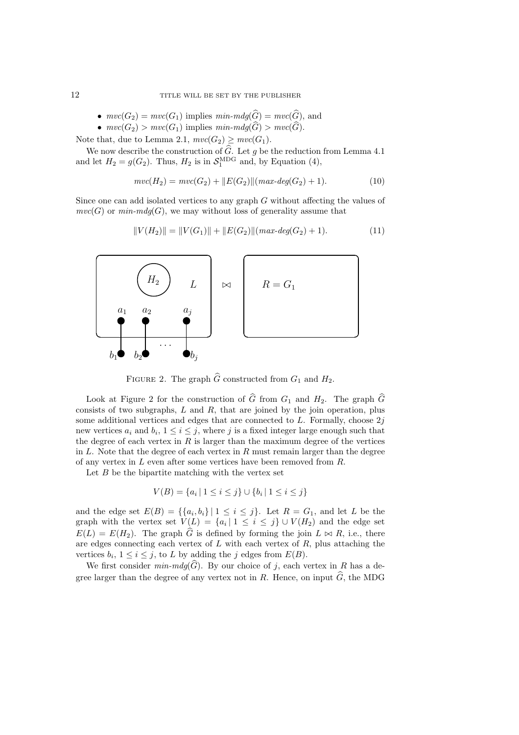- $mvc(G_2) = mvc(G_1)$ implies $min\text{-}mdg(\widehat{G}) = mvc(\widehat{G})$, and
- $mvc(G_2) > mvc(G_1)$ implies $min\text{-}mdg(\widehat{G}) > mvc(\widehat{G})$.

Note that, due to Lemma 2.1, $mvc(G_2) \geq mvc(G_1)$.

We now describe the construction of $\widehat{G}$. Let $g$ be the reduction from Lemma 4.1 and let $H_2 = g(G_2)$. Thus, $H_2$ is in $\mathcal{S}_1^{\mathrm{MDG}}$ and, by Equation (4),

$$mvc(H_2) = mvc(G_2) + \|E(G_2)\|(max\text{-}deg(G_2) + 1). \tag{10}$$

Since one can add isolated vertices to any graph $G$ without affecting the values of $mvc(G)$ or $min\text{-}mdg(G)$, we may without loss of generality assume that

$$\|V(H_2)\| = \|V(G_1)\| + \|E(G_2)\|(max\text{-}deg(G_2) + 1). \tag{11}$$

$H_2$

$L$

$\bowtie$

$R = G_1$

$a_1$ $a_2$ $a_j$

$b_1$ $b_2$ $\cdots$ $b_j$

Figure 2. The graph $\widehat{G}$ constructed from $G_1$ and $H_2$.

Look at Figure 2 for the construction of $\widehat{G}$ from $G_1$ and $H_2$. The graph $\widehat{G}$ consists of two subgraphs, $L$ and $R$, that are joined by the join operation, plus some additional vertices and edges that are connected to $L$. Formally, choose $2j$ new vertices $a_i$ and $b_i$, $1 \leq i \leq j$, where $j$ is a fixed integer large enough such that the degree of each vertex in $R$ is larger than the maximum degree of the vertices in $L$. Note that the degree of each vertex in $R$ must remain larger than the degree of any vertex in $L$ even after some vertices have been removed from $R$.

Let $B$ be the bipartite matching with the vertex set

$$V(B) = \{a_i \,|\, 1 \leq i \leq j\} \cup \{b_i \,|\, 1 \leq i \leq j\}$$

and the edge set $E(B) = \{\{a_i, b_i\} \,|\, 1 \leq i \leq j\}$. Let $R = G_1$, and let $L$ be the graph with the vertex set $V(L) = \{a_i \,|\, 1 \leq i \leq j\} \cup V(H_2)$ and the edge set $E(L) = E(H_2)$. The graph $\widehat{G}$ is defined by forming the join $L \bowtie R$, i.e., there are edges connecting each vertex of $L$ with each vertex of $R$, plus attaching the vertices $b_i$, $1 \leq i \leq j$, to $L$ by adding the $j$ edges from $E(B)$.

We first consider $min\text{-}mdg(\widehat{G})$. By our choice of $j$, each vertex in $R$ has a degree larger than the degree of any vertex not in $R$. Hence, on input $\widehat{G}$, the MDG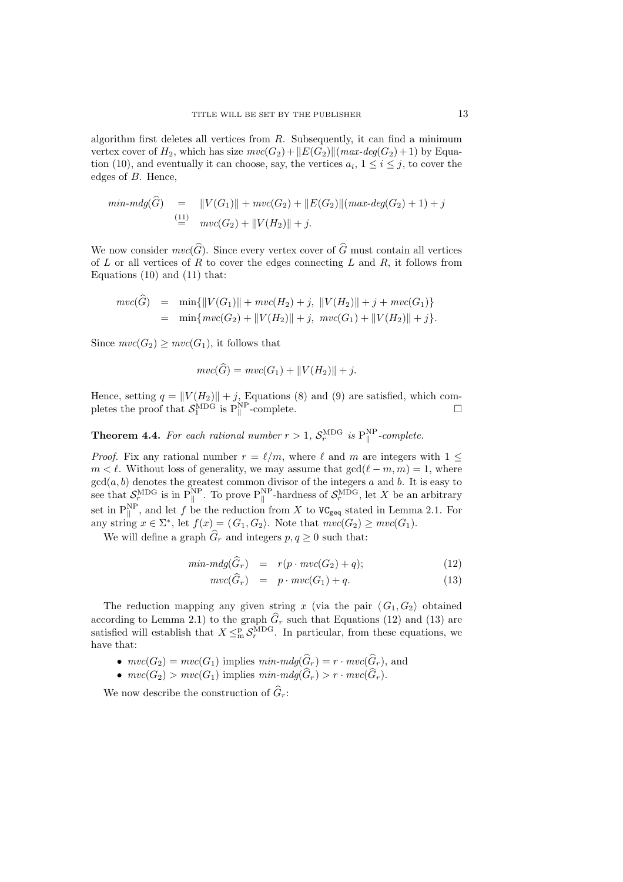algorithm first deletes all vertices from $R$. Subsequently, it can find a minimum vertex cover of $H_2$, which has size $mvc(G_2) + \|E(G_2)\|(max\text{-}deg(G_2)+1)$ by Equation (10), and eventually it can choose, say, the vertices $a_i$, $1 \leq i \leq j$, to cover the edges of $B$. Hence,

$$\begin{aligned}
min\text{-}mdg(\widehat{G}) &= \|V(G_1)\| + mvc(G_2) + \|E(G_2)\|(max\text{-}deg(G_2)+1) + j \\
&\stackrel{(11)}{=} mvc(G_2) + \|V(H_2)\| + j.
\end{aligned}$$

We now consider $mvc(\widehat{G})$. Since every vertex cover of $\widehat{G}$ must contain all vertices of $L$ or all vertices of $R$ to cover the edges connecting $L$ and $R$, it follows from Equations (10) and (11) that:

$$\begin{aligned}
mvc(\widehat{G}) &= \min\{\|V(G_1)\| + mvc(H_2) + j,\ \|V(H_2)\| + j + mvc(G_1)\} \\
&= \min\{mvc(G_2) + \|V(H_2)\| + j,\ mvc(G_1) + \|V(H_2)\| + j\}.
\end{aligned}$$

Since $mvc(G_2) \geq mvc(G_1)$, it follows that

$$mvc(\widehat{G}) = mvc(G_1) + \|V(H_2)\| + j.$$

Hence, setting $q = \|V(H_2)\| + j$, Equations (8) and (9) are satisfied, which completes the proof that $\mathcal{S}_1^{\mathrm{MDG}}$ is $\mathrm{P}_{\|}^{\mathrm{NP}}$-complete. $\square$

**Theorem 4.4.** *For each rational number $r > 1$, $\mathcal{S}_r^{\mathrm{MDG}}$ is $\mathrm{P}_{\|}^{\mathrm{NP}}$-complete.*

*Proof.* Fix any rational number $r = \ell/m$, where $\ell$ and $m$ are integers with $1 \leq m < \ell$. Without loss of generality, we may assume that $\gcd(\ell - m, m) = 1$, where $\gcd(a, b)$ denotes the greatest common divisor of the integers $a$ and $b$. It is easy to see that $\mathcal{S}_r^{\mathrm{MDG}}$ is in $\mathrm{P}_{\|}^{\mathrm{NP}}$. To prove $\mathrm{P}_{\|}^{\mathrm{NP}}$-hardness of $\mathcal{S}_r^{\mathrm{MDG}}$, let $X$ be an arbitrary set in $\mathrm{P}_{\|}^{\mathrm{NP}}$, and let $f$ be the reduction from $X$ to $\mathtt{VC_{geq}}$ stated in Lemma 2.1. For any string $x \in \Sigma^*$, let $f(x) = \langle G_1, G_2 \rangle$. Note that $mvc(G_2) \geq mvc(G_1)$.

We will define a graph $\widehat{G}_r$ and integers $p, q \geq 0$ such that:

$$\begin{aligned}
min\text{-}mdg(\widehat{G}_r) &= r(p \cdot mvc(G_2) + q); && (12) \\
mvc(\widehat{G}_r) &= p \cdot mvc(G_1) + q. && (13)
\end{aligned}$$

The reduction mapping any given string $x$ (via the pair $\langle G_1, G_2 \rangle$ obtained according to Lemma 2.1) to the graph $\widehat{G}_r$ such that Equations (12) and (13) are satisfied will establish that $X \leq_{\mathrm{m}}^{\mathrm{p}} \mathcal{S}_r^{\mathrm{MDG}}$. In particular, from these equations, we have that:

- $mvc(G_2) = mvc(G_1)$ implies $min\text{-}mdg(\widehat{G}_r) = r \cdot mvc(\widehat{G}_r)$, and
- $mvc(G_2) > mvc(G_1)$ implies $min\text{-}mdg(\widehat{G}_r) > r \cdot mvc(\widehat{G}_r)$.

We now describe the construction of $\widehat{G}_r$: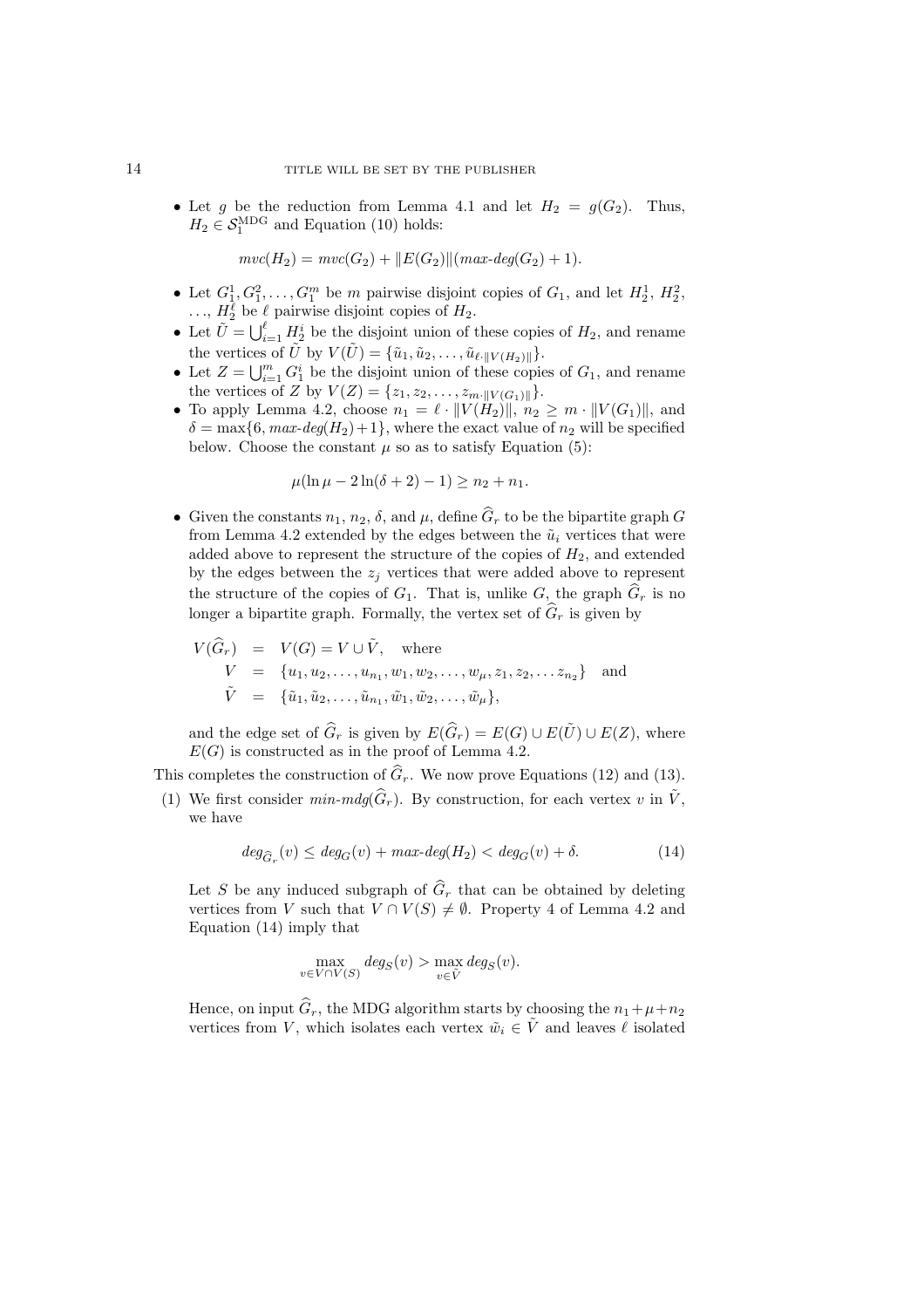- Let $g$ be the reduction from Lemma 4.1 and let $H_2 = g(G_2)$. Thus, $H_2 \in \mathcal{S}_1^{\mathrm{MDG}}$ and Equation (10) holds:

$$mvc(H_2) = mvc(G_2) + \|E(G_2)\|(max\text{-}deg(G_2) + 1).$$

- Let $G_1^1, G_1^2, \ldots, G_1^m$ be $m$ pairwise disjoint copies of $G_1$, and let $H_2^1$, $H_2^2$, $\ldots$, $H_2^\ell$ be $\ell$ pairwise disjoint copies of $H_2$.
- Let $\tilde{U} = \bigcup_{i=1}^{\ell} H_2^i$ be the disjoint union of these copies of $H_2$, and rename the vertices of $\tilde{U}$ by $V(\tilde{U}) = \{\tilde{u}_1, \tilde{u}_2, \ldots, \tilde{u}_{\ell \cdot \|V(H_2)\|}\}$.
- Let $Z = \bigcup_{i=1}^{m} G_1^i$ be the disjoint union of these copies of $G_1$, and rename the vertices of $Z$ by $V(Z) = \{z_1, z_2, \ldots, z_{m \cdot \|V(G_1)\|}\}$.
- To apply Lemma 4.2, choose $n_1 = \ell \cdot \|V(H_2)\|$, $n_2 \geq m \cdot \|V(G_1)\|$, and $\delta = \max\{6, max\text{-}deg(H_2)+1\}$, where the exact value of $n_2$ will be specified below. Choose the constant $\mu$ so as to satisfy Equation (5):

$$\mu(\ln \mu - 2\ln(\delta + 2) - 1) \geq n_2 + n_1.$$

- Given the constants $n_1$, $n_2$, $\delta$, and $\mu$, define $\widehat{G}_r$ to be the bipartite graph $G$ from Lemma 4.2 extended by the edges between the $\tilde{u}_i$ vertices that were added above to represent the structure of the copies of $H_2$, and extended by the edges between the $z_j$ vertices that were added above to represent the structure of the copies of $G_1$. That is, unlike $G$, the graph $\widehat{G}_r$ is no longer a bipartite graph. Formally, the vertex set of $\widehat{G}_r$ is given by

$$\begin{aligned} V(\widehat{G}_r) &= V(G) = V \cup \tilde{V}, \quad \text{where} \\ V &= \{u_1, u_2, \ldots, u_{n_1}, w_1, w_2, \ldots, w_\mu, z_1, z_2, \ldots z_{n_2}\} \quad \text{and} \\ \tilde{V} &= \{\tilde{u}_1, \tilde{u}_2, \ldots, \tilde{u}_{n_1}, \tilde{w}_1, \tilde{w}_2, \ldots, \tilde{w}_\mu\}, \end{aligned}$$

and the edge set of $\widehat{G}_r$ is given by $E(\widehat{G}_r) = E(G) \cup E(\tilde{U}) \cup E(Z)$, where $E(G)$ is constructed as in the proof of Lemma 4.2.

This completes the construction of $\widehat{G}_r$. We now prove Equations (12) and (13).

(1) We first consider $min\text{-}mdg(\widehat{G}_r)$. By construction, for each vertex $v$ in $\tilde{V}$, we have

$$deg_{\widehat{G}_r}(v) \leq deg_G(v) + max\text{-}deg(H_2) < deg_G(v) + \delta. \tag{14}$$

Let $S$ be any induced subgraph of $\widehat{G}_r$ that can be obtained by deleting vertices from $V$ such that $V \cap V(S) \neq \emptyset$. Property 4 of Lemma 4.2 and Equation (14) imply that

$$\max_{v \in V \cap V(S)} deg_S(v) > \max_{v \in \tilde{V}} deg_S(v).$$

Hence, on input $\widehat{G}_r$, the MDG algorithm starts by choosing the $n_1 + \mu + n_2$ vertices from $V$, which isolates each vertex $\tilde{w}_i \in \tilde{V}$ and leaves $\ell$ isolated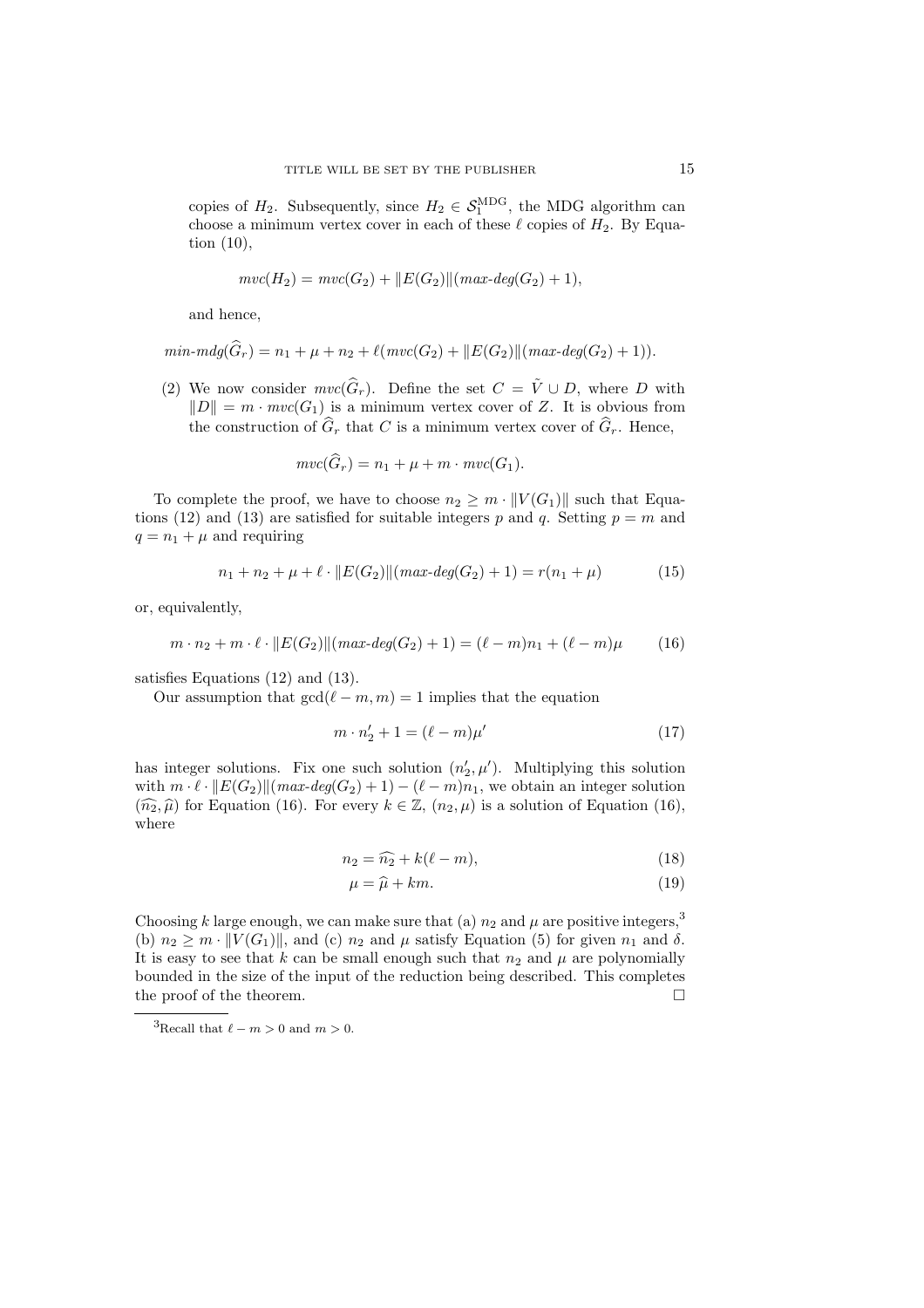copies of $H_2$. Subsequently, since $H_2 \in \mathcal{S}_1^{\mathrm{MDG}}$, the MDG algorithm can choose a minimum vertex cover in each of these $\ell$ copies of $H_2$. By Equation (10),

$$mvc(H_2) = mvc(G_2) + \|E(G_2)\|(\mathit{max\text{-}deg}(G_2) + 1),$$

and hence,

$$\mathit{min\text{-}mdg}(\widehat{G}_r) = n_1 + \mu + n_2 + \ell(mvc(G_2) + \|E(G_2)\|(\mathit{max\text{-}deg}(G_2) + 1)).$$

(2) We now consider $mvc(\widehat{G}_r)$. Define the set $C = \tilde{V} \cup D$, where $D$ with $\|D\| = m \cdot mvc(G_1)$ is a minimum vertex cover of $Z$. It is obvious from the construction of $\widehat{G}_r$ that $C$ is a minimum vertex cover of $\widehat{G}_r$. Hence,

$$mvc(\widehat{G}_r) = n_1 + \mu + m \cdot mvc(G_1).$$

To complete the proof, we have to choose $n_2 \geq m \cdot \|V(G_1)\|$ such that Equations (12) and (13) are satisfied for suitable integers $p$ and $q$. Setting $p = m$ and $q = n_1 + \mu$ and requiring

$$n_1 + n_2 + \mu + \ell \cdot \|E(G_2)\|(\mathit{max\text{-}deg}(G_2) + 1) = r(n_1 + \mu) \tag{15}$$

or, equivalently,

$$m \cdot n_2 + m \cdot \ell \cdot \|E(G_2)\|(\mathit{max\text{-}deg}(G_2) + 1) = (\ell - m)n_1 + (\ell - m)\mu \tag{16}$$

satisfies Equations (12) and (13).

Our assumption that $\gcd(\ell - m, m) = 1$ implies that the equation

$$m \cdot n_2' + 1 = (\ell - m)\mu' \tag{17}$$

has integer solutions. Fix one such solution $(n_2', \mu')$. Multiplying this solution with $m \cdot \ell \cdot \|E(G_2)\|(\mathit{max\text{-}deg}(G_2) + 1) - (\ell - m)n_1$, we obtain an integer solution $(\widehat{n_2}, \widehat{\mu})$ for Equation (16). For every $k \in \mathbb{Z}$, $(n_2, \mu)$ is a solution of Equation (16), where

$$n_2 = \widehat{n_2} + k(\ell - m), \tag{18}$$

$$\mu = \widehat{\mu} + km. \tag{19}$$

Choosing $k$ large enough, we can make sure that (a) $n_2$ and $\mu$ are positive integers,[3] (b) $n_2 \geq m \cdot \|V(G_1)\|$, and (c) $n_2$ and $\mu$ satisfy Equation (5) for given $n_1$ and $\delta$. It is easy to see that $k$ can be small enough such that $n_2$ and $\mu$ are polynomially bounded in the size of the input of the reduction being described. This completes the proof of the theorem. □

[3] Recall that $\ell - m > 0$ and $m > 0$.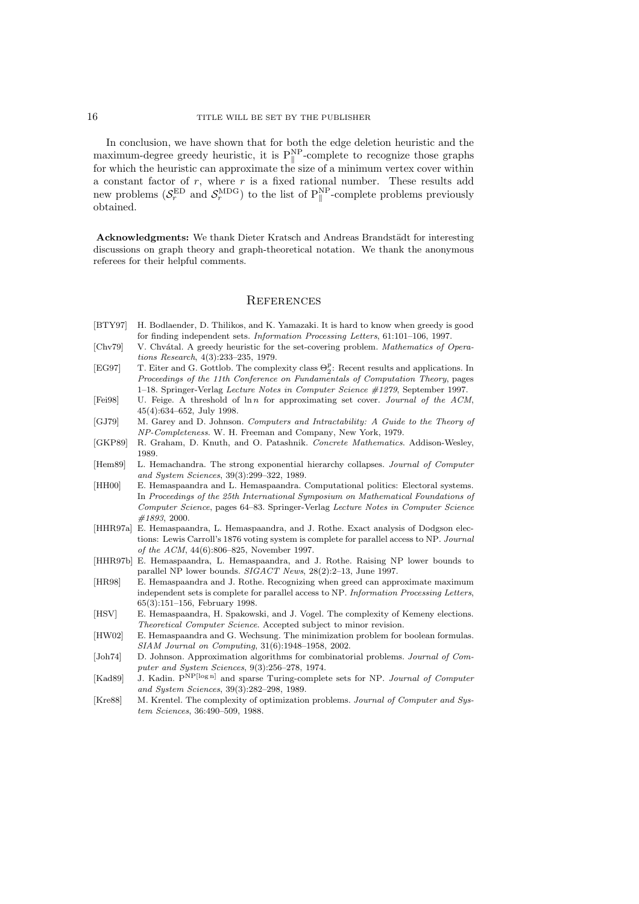In conclusion, we have shown that for both the edge deletion heuristic and the maximum-degree greedy heuristic, it is $\mathrm{P}_{\parallel}^{\mathrm{NP}}$-complete to recognize those graphs for which the heuristic can approximate the size of a minimum vertex cover within a constant factor of $r$, where $r$ is a fixed rational number. These results add new problems ($\mathcal{S}_r^{\mathrm{ED}}$ and $\mathcal{S}_r^{\mathrm{MDG}}$) to the list of $\mathrm{P}_{\parallel}^{\mathrm{NP}}$-complete problems previously obtained.

**Acknowledgments:** We thank Dieter Kratsch and Andreas Brandstädt for interesting discussions on graph theory and graph-theoretical notation. We thank the anonymous referees for their helpful comments.

## References

- [BTY97] H. Bodlaender, D. Thilikos, and K. Yamazaki. It is hard to know when greedy is good for finding independent sets. *Information Processing Letters*, 61:101–106, 1997.
- [Chv79] V. Chvátal. A greedy heuristic for the set-covering problem. *Mathematics of Operations Research*, 4(3):233–235, 1979.
- [EG97] T. Eiter and G. Gottlob. The complexity class $\Theta_2^p$: Recent results and applications. In *Proceedings of the 11th Conference on Fundamentals of Computation Theory*, pages 1–18. Springer-Verlag *Lecture Notes in Computer Science #1279*, September 1997.
- [Fei98] U. Feige. A threshold of $\ln n$ for approximating set cover. *Journal of the ACM*, 45(4):634–652, July 1998.
- [GJ79] M. Garey and D. Johnson. *Computers and Intractability: A Guide to the Theory of NP-Completeness*. W. H. Freeman and Company, New York, 1979.
- [GKP89] R. Graham, D. Knuth, and O. Patashnik. *Concrete Mathematics*. Addison-Wesley, 1989.
- [Hem89] L. Hemachandra. The strong exponential hierarchy collapses. *Journal of Computer and System Sciences*, 39(3):299–322, 1989.
- [HH00] E. Hemaspaandra and L. Hemaspaandra. Computational politics: Electoral systems. In *Proceedings of the 25th International Symposium on Mathematical Foundations of Computer Science*, pages 64–83. Springer-Verlag *Lecture Notes in Computer Science #1893*, 2000.
- [HHR97a] E. Hemaspaandra, L. Hemaspaandra, and J. Rothe. Exact analysis of Dodgson elections: Lewis Carroll's 1876 voting system is complete for parallel access to NP. *Journal of the ACM*, 44(6):806–825, November 1997.
- [HHR97b] E. Hemaspaandra, L. Hemaspaandra, and J. Rothe. Raising NP lower bounds to parallel NP lower bounds. *SIGACT News*, 28(2):2–13, June 1997.
- [HR98] E. Hemaspaandra and J. Rothe. Recognizing when greed can approximate maximum independent sets is complete for parallel access to NP. *Information Processing Letters*, 65(3):151–156, February 1998.
- [HSV] E. Hemaspaandra, H. Spakowski, and J. Vogel. The complexity of Kemeny elections. *Theoretical Computer Science*. Accepted subject to minor revision.
- [HW02] E. Hemaspaandra and G. Wechsung. The minimization problem for boolean formulas. *SIAM Journal on Computing*, 31(6):1948–1958, 2002.
- [Joh74] D. Johnson. Approximation algorithms for combinatorial problems. *Journal of Computer and System Sciences*, 9(3):256–278, 1974.
- [Kad89] J. Kadin. $\mathrm{P}^{\mathrm{NP}[\log n]}$ and sparse Turing-complete sets for NP. *Journal of Computer and System Sciences*, 39(3):282–298, 1989.
- [Kre88] M. Krentel. The complexity of optimization problems. *Journal of Computer and System Sciences*, 36:490–509, 1988.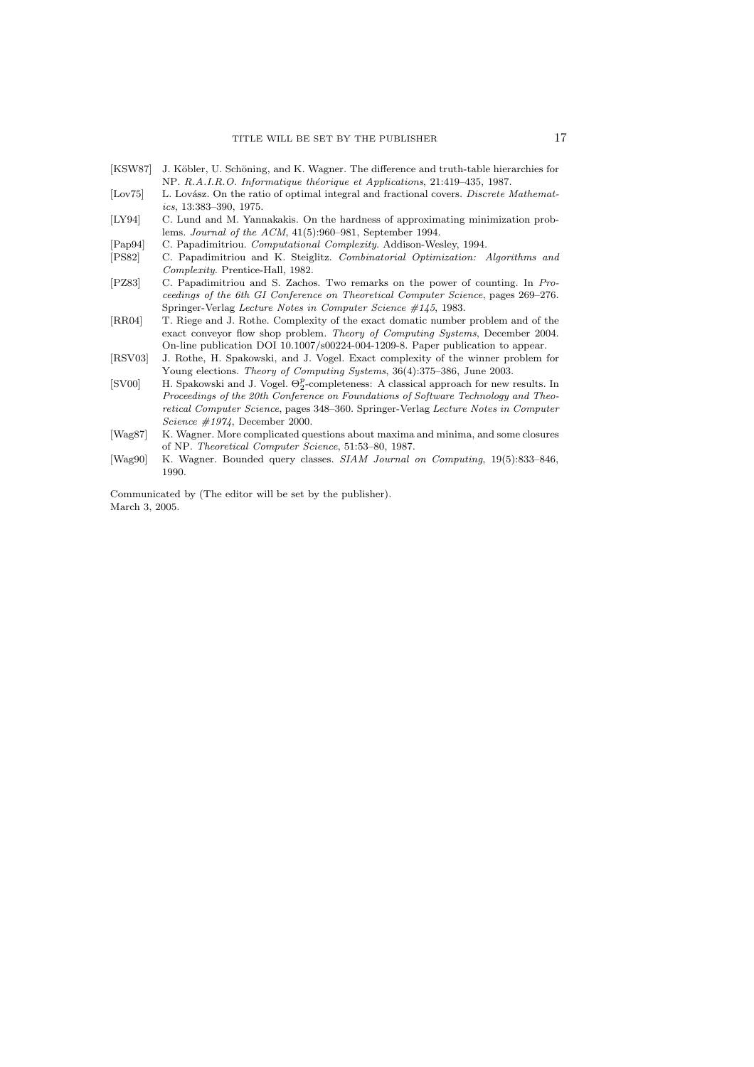[KSW87] J. Köbler, U. Schöning, and K. Wagner. The difference and truth-table hierarchies for NP. *R.A.I.R.O. Informatique théorique et Applications*, 21:419–435, 1987.

[Lov75] L. Lovász. On the ratio of optimal integral and fractional covers. *Discrete Mathematics*, 13:383–390, 1975.

[LY94] C. Lund and M. Yannakakis. On the hardness of approximating minimization problems. *Journal of the ACM*, 41(5):960–981, September 1994.

[Pap94] C. Papadimitriou. *Computational Complexity*. Addison-Wesley, 1994.

[PS82] C. Papadimitriou and K. Steiglitz. *Combinatorial Optimization: Algorithms and Complexity*. Prentice-Hall, 1982.

[PZ83] C. Papadimitriou and S. Zachos. Two remarks on the power of counting. In *Proceedings of the 6th GI Conference on Theoretical Computer Science*, pages 269–276. Springer-Verlag *Lecture Notes in Computer Science #145*, 1983.

[RR04] T. Riege and J. Rothe. Complexity of the exact domatic number problem and of the exact conveyor flow shop problem. *Theory of Computing Systems*, December 2004. On-line publication DOI 10.1007/s00224-004-1209-8. Paper publication to appear.

[RSV03] J. Rothe, H. Spakowski, and J. Vogel. Exact complexity of the winner problem for Young elections. *Theory of Computing Systems*, 36(4):375–386, June 2003.

[SV00] H. Spakowski and J. Vogel. $\Theta_2^p$-completeness: A classical approach for new results. In *Proceedings of the 20th Conference on Foundations of Software Technology and Theoretical Computer Science*, pages 348–360. Springer-Verlag *Lecture Notes in Computer Science #1974*, December 2000.

[Wag87] K. Wagner. More complicated questions about maxima and minima, and some closures of NP. *Theoretical Computer Science*, 51:53–80, 1987.

[Wag90] K. Wagner. Bounded query classes. *SIAM Journal on Computing*, 19(5):833–846, 1990.

Communicated by (The editor will be set by the publisher).
March 3, 2005.